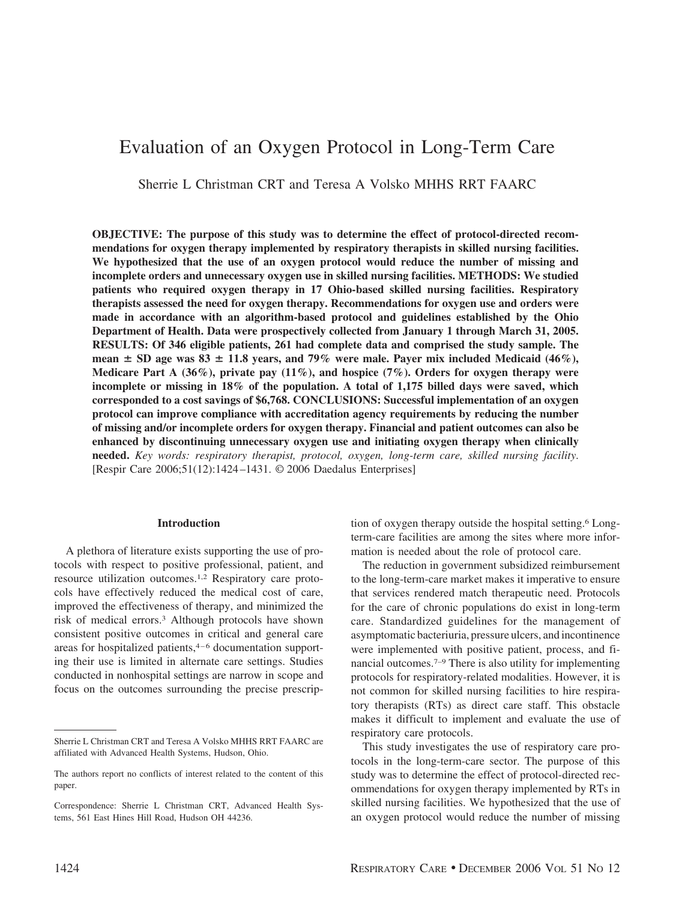# Evaluation of an Oxygen Protocol in Long-Term Care

Sherrie L Christman CRT and Teresa A Volsko MHHS RRT FAARC

**OBJECTIVE: The purpose of this study was to determine the effect of protocol-directed recommendations for oxygen therapy implemented by respiratory therapists in skilled nursing facilities. We hypothesized that the use of an oxygen protocol would reduce the number of missing and incomplete orders and unnecessary oxygen use in skilled nursing facilities. METHODS: We studied patients who required oxygen therapy in 17 Ohio-based skilled nursing facilities. Respiratory therapists assessed the need for oxygen therapy. Recommendations for oxygen use and orders were made in accordance with an algorithm-based protocol and guidelines established by the Ohio Department of Health. Data were prospectively collected from January 1 through March 31, 2005. RESULTS: Of 346 eligible patients, 261 had complete data and comprised the study sample. The mean ± SD age was 83 ± 11.8 years, and 79% were male. Payer mix included Medicaid (46%), Medicare Part A (36%), private pay (11%), and hospice (7%). Orders for oxygen therapy were incomplete or missing in 18% of the population. A total of 1,175 billed days were saved, which corresponded to a cost savings of $6,768. CONCLUSIONS: Successful implementation of an oxygen protocol can improve compliance with accreditation agency requirements by reducing the number of missing and/or incomplete orders for oxygen therapy. Financial and patient outcomes can also be enhanced by discontinuing unnecessary oxygen use and initiating oxygen therapy when clinically needed.** *Key words: respiratory therapist, protocol, oxygen, long-term care, skilled nursing facility.* [Respir Care 2006;51(12):1424–1431. © 2006 Daedalus Enterprises]

## Introduction

A plethora of literature exists supporting the use of protocols with respect to positive professional, patient, and resource utilization outcomes.[1,2] Respiratory care protocols have effectively reduced the medical cost of care, improved the effectiveness of therapy, and minimized the risk of medical errors.[3] Although protocols have shown consistent positive outcomes in critical and general care areas for hospitalized patients,[4–6] documentation supporting their use is limited in alternate care settings. Studies conducted in nonhospital settings are narrow in scope and focus on the outcomes surrounding the precise prescription of oxygen therapy outside the hospital setting.[6] Long-term-care facilities are among the sites where more information is needed about the role of protocol care.

The reduction in government subsidized reimbursement to the long-term-care market makes it imperative to ensure that services rendered match therapeutic need. Protocols for the care of chronic populations do exist in long-term care. Standardized guidelines for the management of asymptomatic bacteriuria, pressure ulcers, and incontinence were implemented with positive patient, process, and financial outcomes.[7–9] There is also utility for implementing protocols for respiratory-related modalities. However, it is not common for skilled nursing facilities to hire respiratory therapists (RTs) as direct care staff. This obstacle makes it difficult to implement and evaluate the use of respiratory care protocols.

This study investigates the use of respiratory care protocols in the long-term-care sector. The purpose of this study was to determine the effect of protocol-directed recommendations for oxygen therapy implemented by RTs in skilled nursing facilities. We hypothesized that the use of an oxygen protocol would reduce the number of missing

---

Sherrie L Christman CRT and Teresa A Volsko MHHS RRT FAARC are affiliated with Advanced Health Systems, Hudson, Ohio.

The authors report no conflicts of interest related to the content of this paper.

Correspondence: Sherrie L Christman CRT, Advanced Health Systems, 561 East Hines Hill Road, Hudson OH 44236.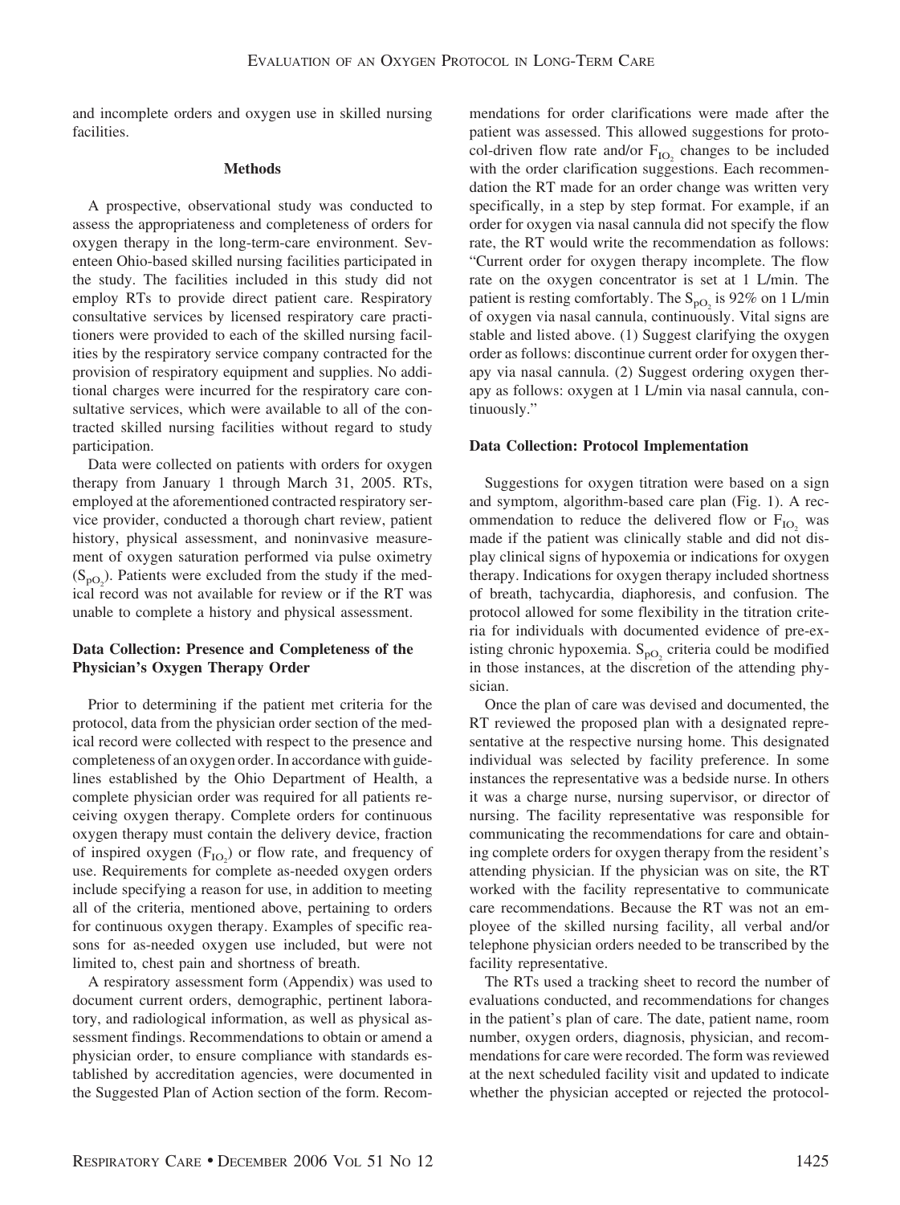and incomplete orders and oxygen use in skilled nursing facilities.

## Methods

A prospective, observational study was conducted to assess the appropriateness and completeness of orders for oxygen therapy in the long-term-care environment. Seventeen Ohio-based skilled nursing facilities participated in the study. The facilities included in this study did not employ RTs to provide direct patient care. Respiratory consultative services by licensed respiratory care practitioners were provided to each of the skilled nursing facilities by the respiratory service company contracted for the provision of respiratory equipment and supplies. No additional charges were incurred for the respiratory care consultative services, which were available to all of the contracted skilled nursing facilities without regard to study participation.

Data were collected on patients with orders for oxygen therapy from January 1 through March 31, 2005. RTs, employed at the aforementioned contracted respiratory service provider, conducted a thorough chart review, patient history, physical assessment, and noninvasive measurement of oxygen saturation performed via pulse oximetry ($S_{pO_2}$). Patients were excluded from the study if the medical record was not available for review or if the RT was unable to complete a history and physical assessment.

### Data Collection: Presence and Completeness of the Physician's Oxygen Therapy Order

Prior to determining if the patient met criteria for the protocol, data from the physician order section of the medical record were collected with respect to the presence and completeness of an oxygen order. In accordance with guidelines established by the Ohio Department of Health, a complete physician order was required for all patients receiving oxygen therapy. Complete orders for continuous oxygen therapy must contain the delivery device, fraction of inspired oxygen ($F_{IO_2}$) or flow rate, and frequency of use. Requirements for complete as-needed oxygen orders include specifying a reason for use, in addition to meeting all of the criteria, mentioned above, pertaining to orders for continuous oxygen therapy. Examples of specific reasons for as-needed oxygen use included, but were not limited to, chest pain and shortness of breath.

A respiratory assessment form (Appendix) was used to document current orders, demographic, pertinent laboratory, and radiological information, as well as physical assessment findings. Recommendations to obtain or amend a physician order, to ensure compliance with standards established by accreditation agencies, were documented in the Suggested Plan of Action section of the form. Recommendations for order clarifications were made after the patient was assessed. This allowed suggestions for protocol-driven flow rate and/or $F_{IO_2}$ changes to be included with the order clarification suggestions. Each recommendation the RT made for an order change was written very specifically, in a step by step format. For example, if an order for oxygen via nasal cannula did not specify the flow rate, the RT would write the recommendation as follows: "Current order for oxygen therapy incomplete. The flow rate on the oxygen concentrator is set at 1 L/min. The patient is resting comfortably. The $S_{pO_2}$ is 92% on 1 L/min of oxygen via nasal cannula, continuously. Vital signs are stable and listed above. (1) Suggest clarifying the oxygen order as follows: discontinue current order for oxygen therapy via nasal cannula. (2) Suggest ordering oxygen therapy as follows: oxygen at 1 L/min via nasal cannula, continuously."

### Data Collection: Protocol Implementation

Suggestions for oxygen titration were based on a sign and symptom, algorithm-based care plan (Fig. 1). A recommendation to reduce the delivered flow or $F_{IO_2}$ was made if the patient was clinically stable and did not display clinical signs of hypoxemia or indications for oxygen therapy. Indications for oxygen therapy included shortness of breath, tachycardia, diaphoresis, and confusion. The protocol allowed for some flexibility in the titration criteria for individuals with documented evidence of pre-existing chronic hypoxemia. $S_{pO_2}$ criteria could be modified in those instances, at the discretion of the attending physician.

Once the plan of care was devised and documented, the RT reviewed the proposed plan with a designated representative at the respective nursing home. This designated individual was selected by facility preference. In some instances the representative was a bedside nurse. In others it was a charge nurse, nursing supervisor, or director of nursing. The facility representative was responsible for communicating the recommendations for care and obtaining complete orders for oxygen therapy from the resident's attending physician. If the physician was on site, the RT worked with the facility representative to communicate care recommendations. Because the RT was not an employee of the skilled nursing facility, all verbal and/or telephone physician orders needed to be transcribed by the facility representative.

The RTs used a tracking sheet to record the number of evaluations conducted, and recommendations for changes in the patient's plan of care. The date, patient name, room number, oxygen orders, diagnosis, physician, and recommendations for care were recorded. The form was reviewed at the next scheduled facility visit and updated to indicate whether the physician accepted or rejected the protocol-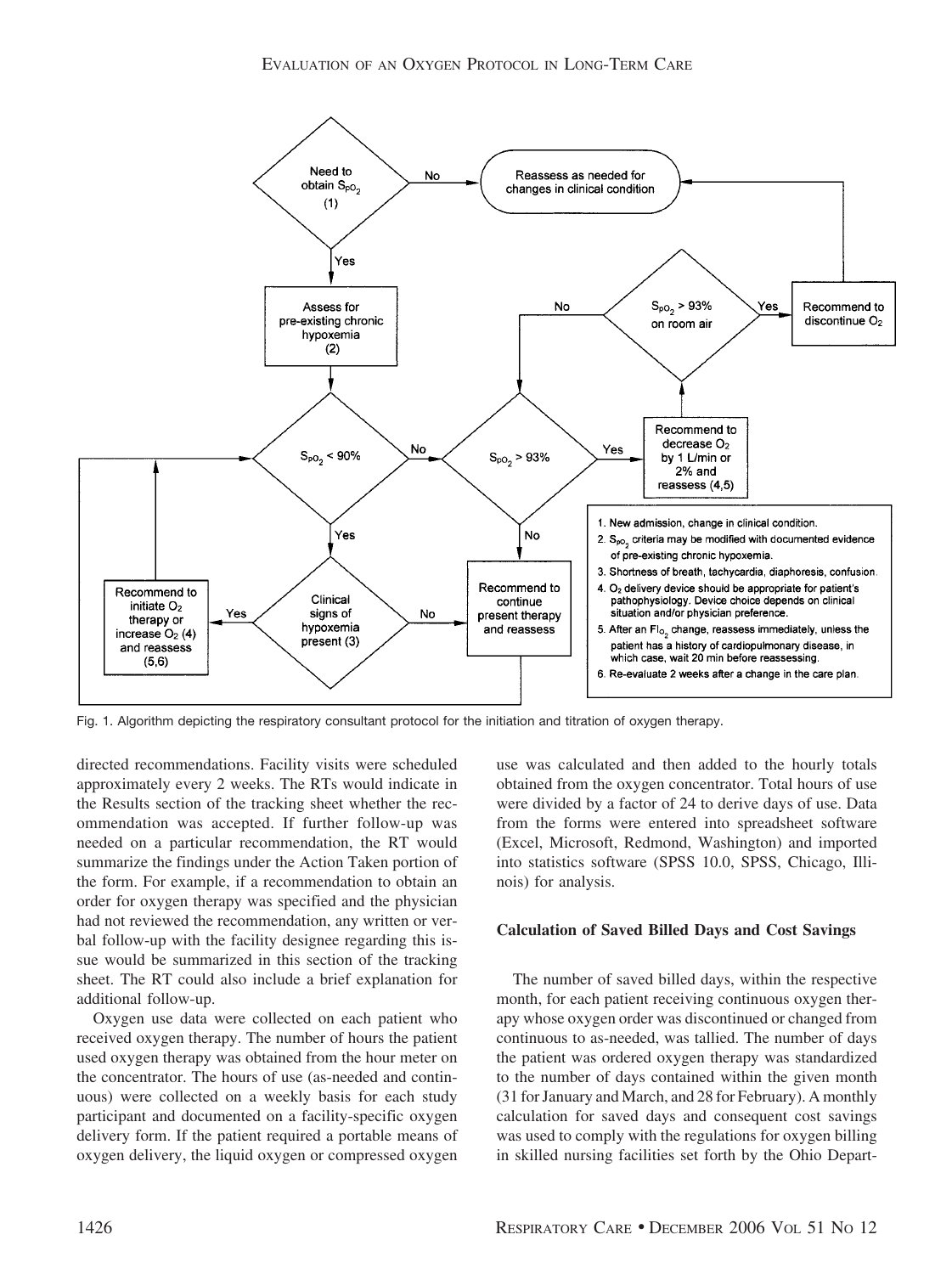Fig. 1. Algorithm depicting the respiratory consultant protocol for the initiation and titration of oxygen therapy.

directed recommendations. Facility visits were scheduled approximately every 2 weeks. The RTs would indicate in the Results section of the tracking sheet whether the recommendation was accepted. If further follow-up was needed on a particular recommendation, the RT would summarize the findings under the Action Taken portion of the form. For example, if a recommendation to obtain an order for oxygen therapy was specified and the physician had not reviewed the recommendation, any written or verbal follow-up with the facility designee regarding this issue would be summarized in this section of the tracking sheet. The RT could also include a brief explanation for additional follow-up.

Oxygen use data were collected on each patient who received oxygen therapy. The number of hours the patient used oxygen therapy was obtained from the hour meter on the concentrator. The hours of use (as-needed and continuous) were collected on a weekly basis for each study participant and documented on a facility-specific oxygen delivery form. If the patient required a portable means of oxygen delivery, the liquid oxygen or compressed oxygen use was calculated and then added to the hourly totals obtained from the oxygen concentrator. Total hours of use were divided by a factor of 24 to derive days of use. Data from the forms were entered into spreadsheet software (Excel, Microsoft, Redmond, Washington) and imported into statistics software (SPSS 10.0, SPSS, Chicago, Illinois) for analysis.

### Calculation of Saved Billed Days and Cost Savings

The number of saved billed days, within the respective month, for each patient receiving continuous oxygen therapy whose oxygen order was discontinued or changed from continuous to as-needed, was tallied. The number of days the patient was ordered oxygen therapy was standardized to the number of days contained within the given month (31 for January and March, and 28 for February). A monthly calculation for saved days and consequent cost savings was used to comply with the regulations for oxygen billing in skilled nursing facilities set forth by the Ohio Depart-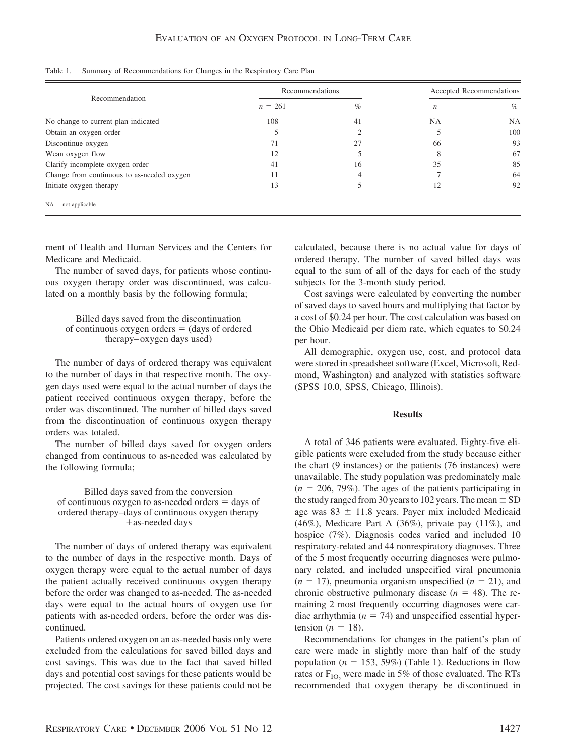Table 1. Summary of Recommendations for Changes in the Respiratory Care Plan

| Recommendation | Recommendations | | Accepted Recommendations | |
|---|---|---|---|---|
| | $n$ = 261 | % | $n$ | % |
| No change to current plan indicated | 108 | 41 | NA | NA |
| Obtain an oxygen order | 5 | 2 | 5 | 100 |
| Discontinue oxygen | 71 | 27 | 66 | 93 |
| Wean oxygen flow | 12 | 5 | 8 | 67 |
| Clarify incomplete oxygen order | 41 | 16 | 35 | 85 |
| Change from continuous to as-needed oxygen | 11 | 4 | 7 | 64 |
| Initiate oxygen therapy | 13 | 5 | 12 | 92 |

NA = not applicable

ment of Health and Human Services and the Centers for Medicare and Medicaid.

The number of saved days, for patients whose continuous oxygen therapy order was discontinued, was calculated on a monthly basis by the following formula;

Billed days saved from the discontinuation of continuous oxygen orders = (days of ordered therapy – oxygen days used)

The number of days of ordered therapy was equivalent to the number of days in that respective month. The oxygen days used were equal to the actual number of days the patient received continuous oxygen therapy, before the order was discontinued. The number of billed days saved from the discontinuation of continuous oxygen therapy orders was totaled.

The number of billed days saved for oxygen orders changed from continuous to as-needed was calculated by the following formula;

Billed days saved from the conversion of continuous oxygen to as-needed orders = days of ordered therapy – days of continuous oxygen therapy + as-needed days

The number of days of ordered therapy was equivalent to the number of days in the respective month. Days of oxygen therapy were equal to the actual number of days the patient actually received continuous oxygen therapy before the order was changed to as-needed. The as-needed days were equal to the actual hours of oxygen use for patients with as-needed orders, before the order was discontinued.

Patients ordered oxygen on an as-needed basis only were excluded from the calculations for saved billed days and cost savings. This was due to the fact that saved billed days and potential cost savings for these patients would be projected. The cost savings for these patients could not be calculated, because there is no actual value for days of ordered therapy. The number of saved billed days was equal to the sum of all of the days for each of the study subjects for the 3-month study period.

Cost savings were calculated by converting the number of saved days to saved hours and multiplying that factor by a cost of \$0.24 per hour. The cost calculation was based on the Ohio Medicaid per diem rate, which equates to \$0.24 per hour.

All demographic, oxygen use, cost, and protocol data were stored in spreadsheet software (Excel, Microsoft, Redmond, Washington) and analyzed with statistics software (SPSS 10.0, SPSS, Chicago, Illinois).

## Results

A total of 346 patients were evaluated. Eighty-five eligible patients were excluded from the study because either the chart (9 instances) or the patients (76 instances) were unavailable. The study population was predominately male ($n$ = 206, 79%). The ages of the patients participating in the study ranged from 30 years to 102 years. The mean ± SD age was 83 ± 11.8 years. Payer mix included Medicaid (46%), Medicare Part A (36%), private pay (11%), and hospice (7%). Diagnosis codes varied and included 10 respiratory-related and 44 nonrespiratory diagnoses. Three of the 5 most frequently occurring diagnoses were pulmonary related, and included unspecified viral pneumonia ($n$ = 17), pneumonia organism unspecified ($n$ = 21), and chronic obstructive pulmonary disease ($n$ = 48). The remaining 2 most frequently occurring diagnoses were cardiac arrhythmia ($n$ = 74) and unspecified essential hypertension ($n$ = 18).

Recommendations for changes in the patient's plan of care were made in slightly more than half of the study population ($n$ = 153, 59%) (Table 1). Reductions in flow rates or $F_{IO_2}$ were made in 5% of those evaluated. The RTs recommended that oxygen therapy be discontinued in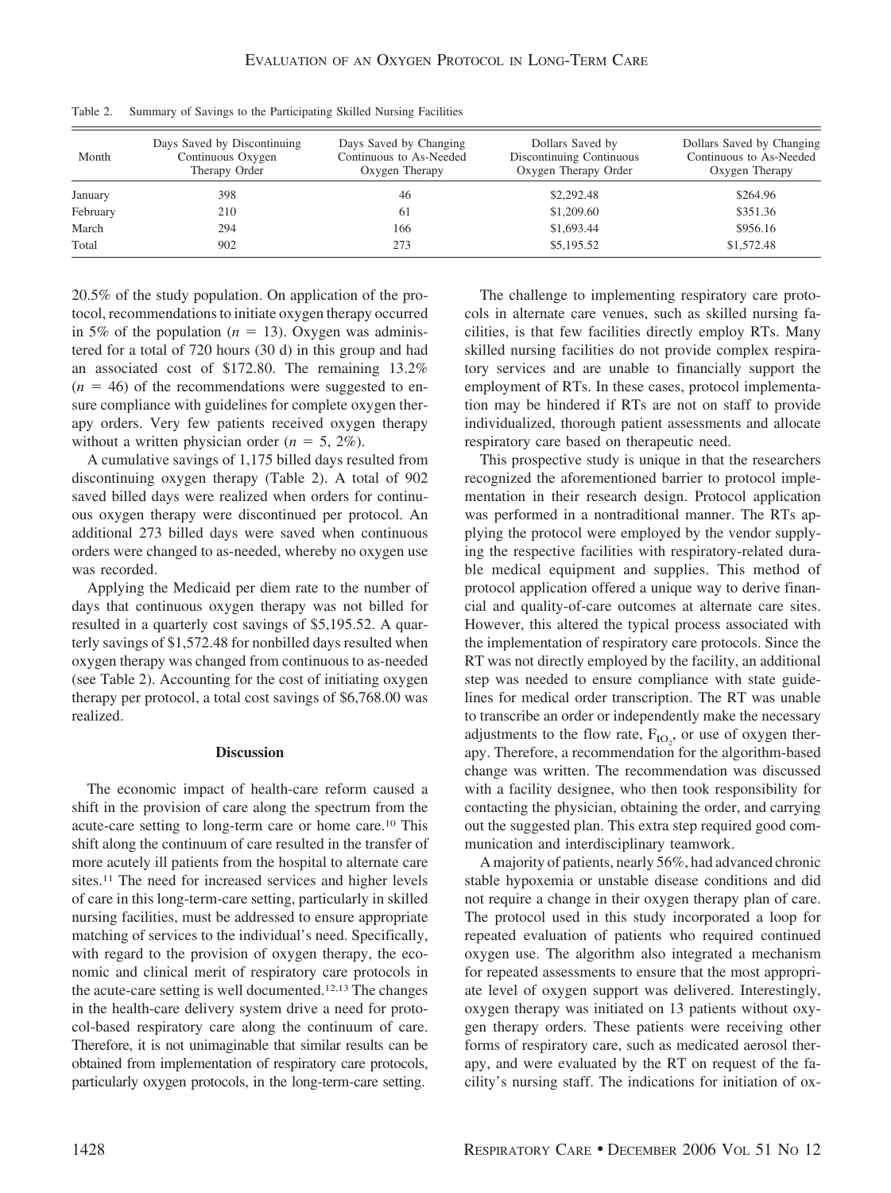Table 2. Summary of Savings to the Participating Skilled Nursing Facilities

| Month | Days Saved by Discontinuing Continuous Oxygen Therapy Order | Days Saved by Changing Continuous to As-Needed Oxygen Therapy | Dollars Saved by Discontinuing Continuous Oxygen Therapy Order | Dollars Saved by Changing Continuous to As-Needed Oxygen Therapy |
|---|---|---|---|---|
| January | 398 | 46 | $2,292.48 | $264.96 |
| February | 210 | 61 | $1,209.60 | $351.36 |
| March | 294 | 166 | $1,693.44 | $956.16 |
| Total | 902 | 273 | $5,195.52 | $1,572.48 |

20.5% of the study population. On application of the protocol, recommendations to initiate oxygen therapy occurred in 5% of the population ($n = 13$). Oxygen was administered for a total of 720 hours (30 d) in this group and had an associated cost of $172.80. The remaining 13.2% ($n = 46$) of the recommendations were suggested to ensure compliance with guidelines for complete oxygen therapy orders. Very few patients received oxygen therapy without a written physician order ($n = 5$, 2%).

A cumulative savings of 1,175 billed days resulted from discontinuing oxygen therapy (Table 2). A total of 902 saved billed days were realized when orders for continuous oxygen therapy were discontinued per protocol. An additional 273 billed days were saved when continuous orders were changed to as-needed, whereby no oxygen use was recorded.

Applying the Medicaid per diem rate to the number of days that continuous oxygen therapy was not billed for resulted in a quarterly cost savings of $5,195.52. A quarterly savings of $1,572.48 for nonbilled days resulted when oxygen therapy was changed from continuous to as-needed (see Table 2). Accounting for the cost of initiating oxygen therapy per protocol, a total cost savings of $6,768.00 was realized.

## Discussion

The economic impact of health-care reform caused a shift in the provision of care along the spectrum from the acute-care setting to long-term care or home care.[10] This shift along the continuum of care resulted in the transfer of more acutely ill patients from the hospital to alternate care sites.[11] The need for increased services and higher levels of care in this long-term-care setting, particularly in skilled nursing facilities, must be addressed to ensure appropriate matching of services to the individual's need. Specifically, with regard to the provision of oxygen therapy, the economic and clinical merit of respiratory care protocols in the acute-care setting is well documented.[12,13] The changes in the health-care delivery system drive a need for protocol-based respiratory care along the continuum of care. Therefore, it is not unimaginable that similar results can be obtained from implementation of respiratory care protocols, particularly oxygen protocols, in the long-term-care setting.

The challenge to implementing respiratory care protocols in alternate care venues, such as skilled nursing facilities, is that few facilities directly employ RTs. Many skilled nursing facilities do not provide complex respiratory services and are unable to financially support the employment of RTs. In these cases, protocol implementation may be hindered if RTs are not on staff to provide individualized, thorough patient assessments and allocate respiratory care based on therapeutic need.

This prospective study is unique in that the researchers recognized the aforementioned barrier to protocol implementation in their research design. Protocol application was performed in a nontraditional manner. The RTs applying the protocol were employed by the vendor supplying the respective facilities with respiratory-related durable medical equipment and supplies. This method of protocol application offered a unique way to derive financial and quality-of-care outcomes at alternate care sites. However, this altered the typical process associated with the implementation of respiratory care protocols. Since the RT was not directly employed by the facility, an additional step was needed to ensure compliance with state guidelines for medical order transcription. The RT was unable to transcribe an order or independently make the necessary adjustments to the flow rate, $F_{IO_2}$, or use of oxygen therapy. Therefore, a recommendation for the algorithm-based change was written. The recommendation was discussed with a facility designee, who then took responsibility for contacting the physician, obtaining the order, and carrying out the suggested plan. This extra step required good communication and interdisciplinary teamwork.

A majority of patients, nearly 56%, had advanced chronic stable hypoxemia or unstable disease conditions and did not require a change in their oxygen therapy plan of care. The protocol used in this study incorporated a loop for repeated evaluation of patients who required continued oxygen use. The algorithm also integrated a mechanism for repeated assessments to ensure that the most appropriate level of oxygen support was delivered. Interestingly, oxygen therapy was initiated on 13 patients without oxygen therapy orders. These patients were receiving other forms of respiratory care, such as medicated aerosol therapy, and were evaluated by the RT on request of the facility's nursing staff. The indications for initiation of ox-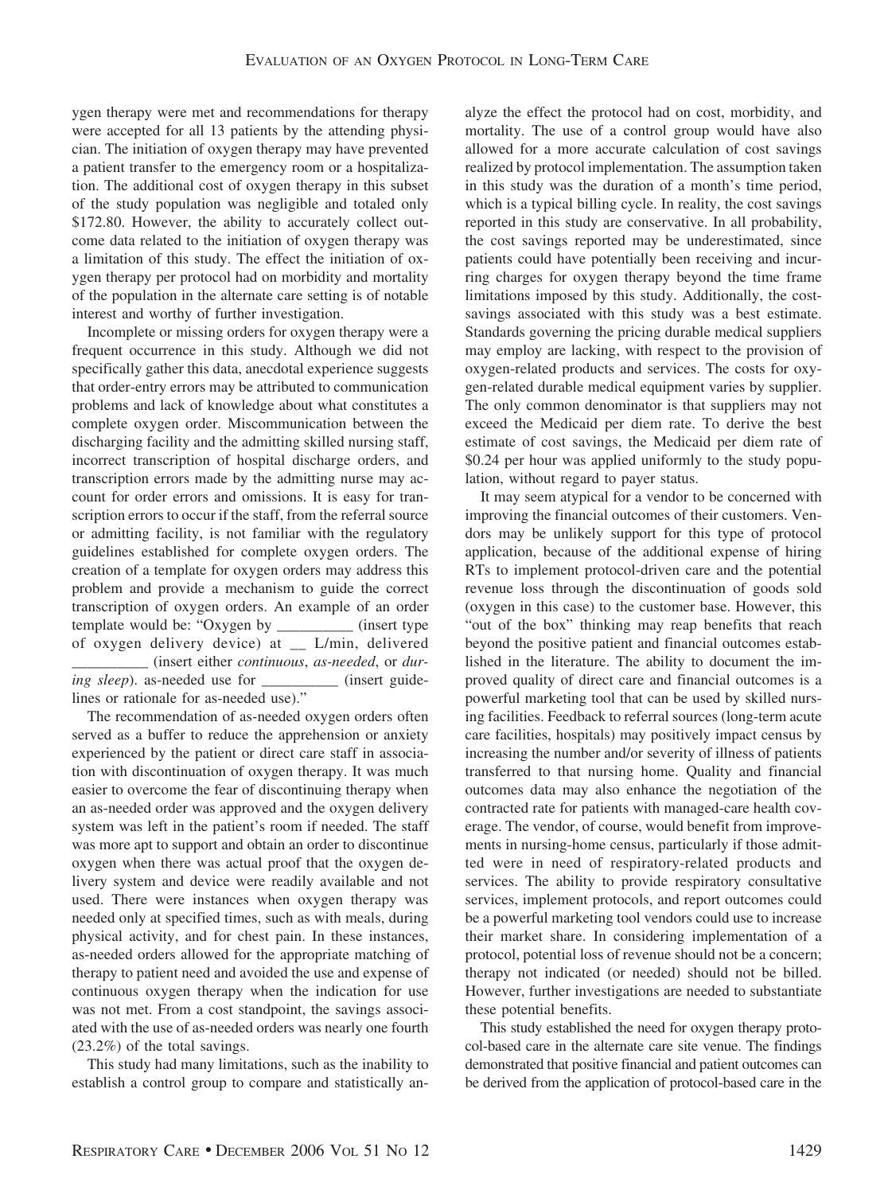ygen therapy were met and recommendations for therapy were accepted for all 13 patients by the attending physician. The initiation of oxygen therapy may have prevented a patient transfer to the emergency room or a hospitalization. The additional cost of oxygen therapy in this subset of the study population was negligible and totaled only $172.80. However, the ability to accurately collect outcome data related to the initiation of oxygen therapy was a limitation of this study. The effect the initiation of oxygen therapy per protocol had on morbidity and mortality of the population in the alternate care setting is of notable interest and worthy of further investigation.

Incomplete or missing orders for oxygen therapy were a frequent occurrence in this study. Although we did not specifically gather this data, anecdotal experience suggests that order-entry errors may be attributed to communication problems and lack of knowledge about what constitutes a complete oxygen order. Miscommunication between the discharging facility and the admitting skilled nursing staff, incorrect transcription of hospital discharge orders, and transcription errors made by the admitting nurse may account for order errors and omissions. It is easy for transcription errors to occur if the staff, from the referral source or admitting facility, is not familiar with the regulatory guidelines established for complete oxygen orders. The creation of a template for oxygen orders may address this problem and provide a mechanism to guide the correct transcription of oxygen orders. An example of an order template would be: "Oxygen by __________ (insert type of oxygen delivery device) at __ L/min, delivered __________ (insert either *continuous*, *as-needed*, or *during sleep*). as-needed use for __________ (insert guidelines or rationale for as-needed use)."

The recommendation of as-needed oxygen orders often served as a buffer to reduce the apprehension or anxiety experienced by the patient or direct care staff in association with discontinuation of oxygen therapy. It was much easier to overcome the fear of discontinuing therapy when an as-needed order was approved and the oxygen delivery system was left in the patient's room if needed. The staff was more apt to support and obtain an order to discontinue oxygen when there was actual proof that the oxygen delivery system and device were readily available and not used. There were instances when oxygen therapy was needed only at specified times, such as with meals, during physical activity, and for chest pain. In these instances, as-needed orders allowed for the appropriate matching of therapy to patient need and avoided the use and expense of continuous oxygen therapy when the indication for use was not met. From a cost standpoint, the savings associated with the use of as-needed orders was nearly one fourth (23.2%) of the total savings.

This study had many limitations, such as the inability to establish a control group to compare and statistically analyze the effect the protocol had on cost, morbidity, and mortality. The use of a control group would have also allowed for a more accurate calculation of cost savings realized by protocol implementation. The assumption taken in this study was the duration of a month's time period, which is a typical billing cycle. In reality, the cost savings reported in this study are conservative. In all probability, the cost savings reported may be underestimated, since patients could have potentially been receiving and incurring charges for oxygen therapy beyond the time frame limitations imposed by this study. Additionally, the cost-savings associated with this study was a best estimate. Standards governing the pricing durable medical suppliers may employ are lacking, with respect to the provision of oxygen-related products and services. The costs for oxygen-related durable medical equipment varies by supplier. The only common denominator is that suppliers may not exceed the Medicaid per diem rate. To derive the best estimate of cost savings, the Medicaid per diem rate of $0.24 per hour was applied uniformly to the study population, without regard to payer status.

It may seem atypical for a vendor to be concerned with improving the financial outcomes of their customers. Vendors may be unlikely support for this type of protocol application, because of the additional expense of hiring RTs to implement protocol-driven care and the potential revenue loss through the discontinuation of goods sold (oxygen in this case) to the customer base. However, this "out of the box" thinking may reap benefits that reach beyond the positive patient and financial outcomes established in the literature. The ability to document the improved quality of direct care and financial outcomes is a powerful marketing tool that can be used by skilled nursing facilities. Feedback to referral sources (long-term acute care facilities, hospitals) may positively impact census by increasing the number and/or severity of illness of patients transferred to that nursing home. Quality and financial outcomes data may also enhance the negotiation of the contracted rate for patients with managed-care health coverage. The vendor, of course, would benefit from improvements in nursing-home census, particularly if those admitted were in need of respiratory-related products and services. The ability to provide respiratory consultative services, implement protocols, and report outcomes could be a powerful marketing tool vendors could use to increase their market share. In considering implementation of a protocol, potential loss of revenue should not be a concern; therapy not indicated (or needed) should not be billed. However, further investigations are needed to substantiate these potential benefits.

This study established the need for oxygen therapy protocol-based care in the alternate care site venue. The findings demonstrated that positive financial and patient outcomes can be derived from the application of protocol-based care in the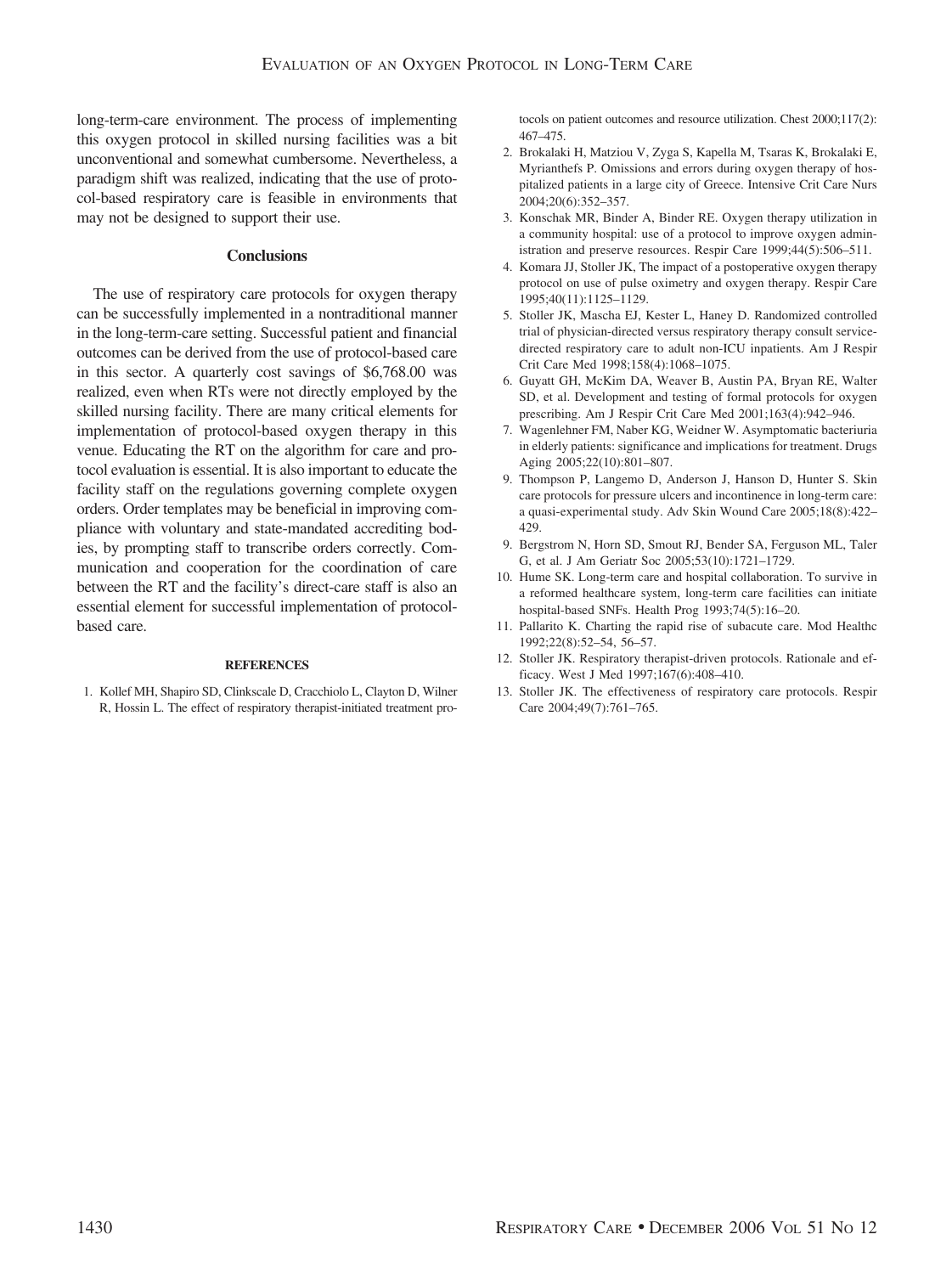long-term-care environment. The process of implementing this oxygen protocol in skilled nursing facilities was a bit unconventional and somewhat cumbersome. Nevertheless, a paradigm shift was realized, indicating that the use of protocol-based respiratory care is feasible in environments that may not be designed to support their use.

## Conclusions

The use of respiratory care protocols for oxygen therapy can be successfully implemented in a nontraditional manner in the long-term-care setting. Successful patient and financial outcomes can be derived from the use of protocol-based care in this sector. A quarterly cost savings of $6,768.00 was realized, even when RTs were not directly employed by the skilled nursing facility. There are many critical elements for implementation of protocol-based oxygen therapy in this venue. Educating the RT on the algorithm for care and protocol evaluation is essential. It is also important to educate the facility staff on the regulations governing complete oxygen orders. Order templates may be beneficial in improving compliance with voluntary and state-mandated accrediting bodies, by prompting staff to transcribe orders correctly. Communication and cooperation for the coordination of care between the RT and the facility's direct-care staff is also an essential element for successful implementation of protocol-based care.

### REFERENCES

1. Kollef MH, Shapiro SD, Clinkscale D, Cracchiolo L, Clayton D, Wilner R, Hossin L. The effect of respiratory therapist-initiated treatment protocols on patient outcomes and resource utilization. Chest 2000;117(2): 467–475.
2. Brokalaki H, Matziou V, Zyga S, Kapella M, Tsaras K, Brokalaki E, Myrianthefs P. Omissions and errors during oxygen therapy of hospitalized patients in a large city of Greece. Intensive Crit Care Nurs 2004;20(6):352–357.
3. Konschak MR, Binder A, Binder RE. Oxygen therapy utilization in a community hospital: use of a protocol to improve oxygen administration and preserve resources. Respir Care 1999;44(5):506–511.
4. Komara JJ, Stoller JK, The impact of a postoperative oxygen therapy protocol on use of pulse oximetry and oxygen therapy. Respir Care 1995;40(11):1125–1129.
5. Stoller JK, Mascha EJ, Kester L, Haney D. Randomized controlled trial of physician-directed versus respiratory therapy consult service-directed respiratory care to adult non-ICU inpatients. Am J Respir Crit Care Med 1998;158(4):1068–1075.
6. Guyatt GH, McKim DA, Weaver B, Austin PA, Bryan RE, Walter SD, et al. Development and testing of formal protocols for oxygen prescribing. Am J Respir Crit Care Med 2001;163(4):942–946.
7. Wagenlehner FM, Naber KG, Weidner W. Asymptomatic bacteriuria in elderly patients: significance and implications for treatment. Drugs Aging 2005;22(10):801–807.
9. Thompson P, Langemo D, Anderson J, Hanson D, Hunter S. Skin care protocols for pressure ulcers and incontinence in long-term care: a quasi-experimental study. Adv Skin Wound Care 2005;18(8):422–429.
9. Bergstrom N, Horn SD, Smout RJ, Bender SA, Ferguson ML, Taler G, et al. J Am Geriatr Soc 2005;53(10):1721–1729.
10. Hume SK. Long-term care and hospital collaboration. To survive in a reformed healthcare system, long-term care facilities can initiate hospital-based SNFs. Health Prog 1993;74(5):16–20.
11. Pallarito K. Charting the rapid rise of subacute care. Mod Healthc 1992;22(8):52–54, 56–57.
12. Stoller JK. Respiratory therapist-driven protocols. Rationale and efficacy. West J Med 1997;167(6):408–410.
13. Stoller JK. The effectiveness of respiratory care protocols. Respir Care 2004;49(7):761–765.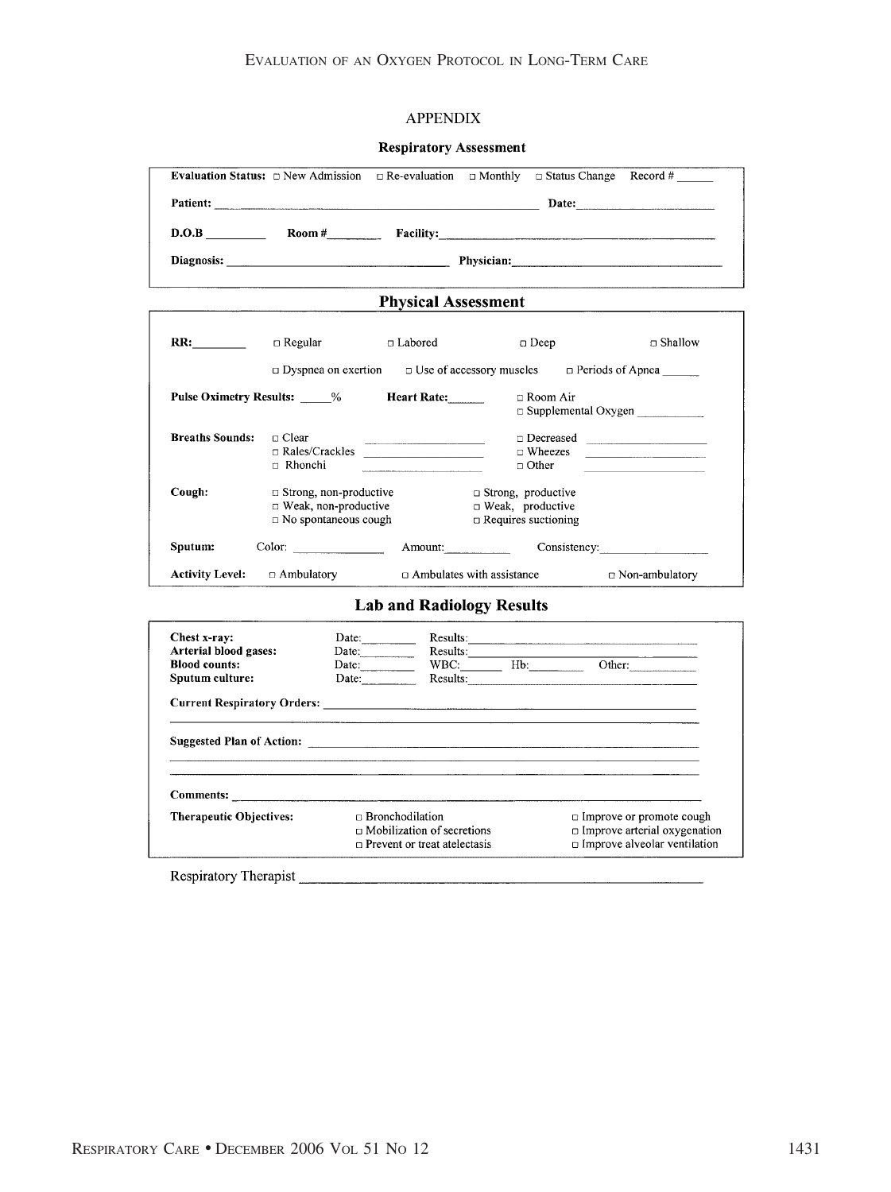## APPENDIX

### Respiratory Assessment

**Evaluation Status:** □ New Admission □ Re-evaluation □ Monthly □ Status Change Record # ______

**Patient:** ______________________________ **Date:** ______________

**D.O.B** ________ **Room #** ________ **Facility:** ______________________________

**Diagnosis:** ______________________________ **Physician:** ______________________________

### Physical Assessment

**RR:** ________ □ Regular □ Labored □ Deep □ Shallow

□ Dyspnea on exertion □ Use of accessory muscles □ Periods of Apnea ______

**Pulse Oximetry Results:** _____% **Heart Rate:** ______ □ Room Air □ Supplemental Oxygen ___________

**Breaths Sounds:** □ Clear ________ □ Rales/Crackles ________ □ Rhonchi ________ □ Decreased ________ □ Wheezes ________ □ Other ________

**Cough:** □ Strong, non-productive □ Weak, non-productive □ No spontaneous cough □ Strong, productive □ Weak, productive □ Requires suctioning

**Sputum:** Color: ____________ Amount: __________ Consistency: ______________

**Activity Level:** □ Ambulatory □ Ambulates with assistance □ Non-ambulatory

### Lab and Radiology Results

**Chest x-ray:** Date: ________ Results: ______________________________

**Arterial blood gases:** Date: ________ Results: ______________________________

**Blood counts:** Date: ________ WBC: ______ Hb: ________ Other: __________

**Sputum culture:** Date: ________ Results: ______________________________

**Current Respiratory Orders:** ______________________________

**Suggested Plan of Action:** ______________________________

**Comments:** ______________________________

**Therapeutic Objectives:** □ Bronchodilation □ Mobilization of secretions □ Prevent or treat atelectasis □ Improve or promote cough □ Improve arterial oxygenation □ Improve alveolar ventilation

Respiratory Therapist ______________________________